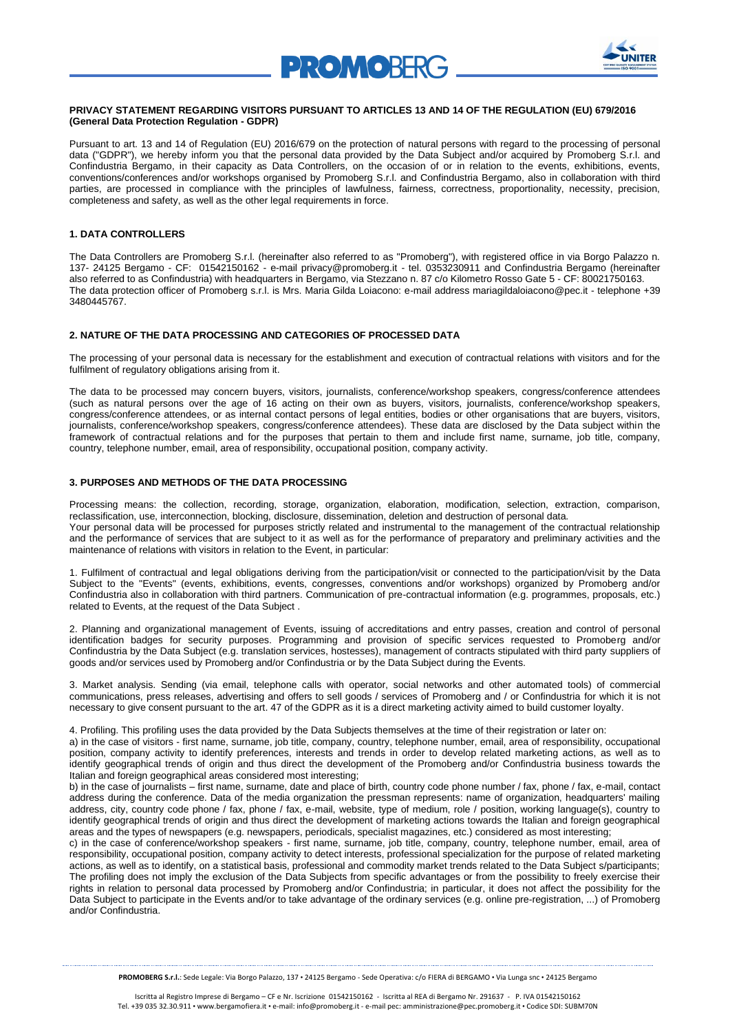**PRIVACY STATEMENT REGARDING VISITORS PURSUANT TO ARTICLES 13 AND 14 OF THE REGULATION (EU) 679/2016 (General Data Protection Regulation - GDPR)**

Pursuant to art. 13 and 14 of Regulation (EU) 2016/679 on the protection of natural persons with regard to the processing of personal data ("GDPR"), we hereby inform you that the personal data provided by the Data Subject and/or acquired by Promoberg S.r.l. and Confindustria Bergamo, in their capacity as Data Controllers, on the occasion of or in relation to the events, exhibitions, events, conventions/conferences and/or workshops organised by Promoberg S.r.l. and Confindustria Bergamo, also in collaboration with third parties, are processed in compliance with the principles of lawfulness, fairness, correctness, proportionality, necessity, precision, completeness and safety, as well as the other legal requirements in force.

## 1. DATA CONTROLLERS

The Data Controllers are Promoberg S.r.l. (hereinafter also referred to as "Promoberg"), with registered office in via Borgo Palazzo n. 137- 24125 Bergamo - CF: 01542150162 - e-mail privacy@promoberg.it - tel. 0353230911 and Confindustria Bergamo (hereinafter also referred to as Confindustria) with headquarters in Bergamo, via Stezzano n. 87 c/o Kilometro Rosso Gate 5 - CF: 80021750163.
The data protection officer of Promoberg s.r.l. is Mrs. Maria Gilda Loiacono: e-mail address mariagildaloiacono@pec.it - telephone +39 3480445767.

## 2. NATURE OF THE DATA PROCESSING AND CATEGORIES OF PROCESSED DATA

The processing of your personal data is necessary for the establishment and execution of contractual relations with visitors and for the fulfilment of regulatory obligations arising from it.

The data to be processed may concern buyers, visitors, journalists, conference/workshop speakers, congress/conference attendees (such as natural persons over the age of 16 acting on their own as buyers, visitors, journalists, conference/workshop speakers, congress/conference attendees, or as internal contact persons of legal entities, bodies or other organisations that are buyers, visitors, journalists, conference/workshop speakers, congress/conference attendees). These data are disclosed by the Data subject within the framework of contractual relations and for the purposes that pertain to them and include first name, surname, job title, company, country, telephone number, email, area of responsibility, occupational position, company activity.

## 3. PURPOSES AND METHODS OF THE DATA PROCESSING

Processing means: the collection, recording, storage, organization, elaboration, modification, selection, extraction, comparison, reclassification, use, interconnection, blocking, disclosure, dissemination, deletion and destruction of personal data.
Your personal data will be processed for purposes strictly related and instrumental to the management of the contractual relationship and the performance of services that are subject to it as well as for the performance of preparatory and preliminary activities and the maintenance of relations with visitors in relation to the Event, in particular:

1. Fulfilment of contractual and legal obligations deriving from the participation/visit or connected to the participation/visit by the Data Subject to the "Events" (events, exhibitions, events, congresses, conventions and/or workshops) organized by Promoberg and/or Confindustria also in collaboration with third partners. Communication of pre-contractual information (e.g. programmes, proposals, etc.) related to Events, at the request of the Data Subject .

2. Planning and organizational management of Events, issuing of accreditations and entry passes, creation and control of personal identification badges for security purposes. Programming and provision of specific services requested to Promoberg and/or Confindustria by the Data Subject (e.g. translation services, hostesses), management of contracts stipulated with third party suppliers of goods and/or services used by Promoberg and/or Confindustria or by the Data Subject during the Events.

3. Market analysis. Sending (via email, telephone calls with operator, social networks and other automated tools) of commercial communications, press releases, advertising and offers to sell goods / services of Promoberg and / or Confindustria for which it is not necessary to give consent pursuant to the art. 47 of the GDPR as it is a direct marketing activity aimed to build customer loyalty.

4. Profiling. This profiling uses the data provided by the Data Subjects themselves at the time of their registration or later on:
a) in the case of visitors - first name, surname, job title, company, country, telephone number, email, area of responsibility, occupational position, company activity to identify preferences, interests and trends in order to develop related marketing actions, as well as to identify geographical trends of origin and thus direct the development of the Promoberg and/or Confindustria business towards the Italian and foreign geographical areas considered most interesting;
b) in the case of journalists – first name, surname, date and place of birth, country code phone number / fax, phone / fax, e-mail, contact address during the conference. Data of the media organization the pressman represents: name of organization, headquarters' mailing address, city, country code phone / fax, phone / fax, e-mail, website, type of medium, role / position, working language(s), country to identify geographical trends of origin and thus direct the development of marketing actions towards the Italian and foreign geographical areas and the types of newspapers (e.g. newspapers, periodicals, specialist magazines, etc.) considered as most interesting;
c) in the case of conference/workshop speakers - first name, surname, job title, company, country, telephone number, email, area of responsibility, occupational position, company activity to detect interests, professional specialization for the purpose of related marketing actions, as well as to identify, on a statistical basis, professional and commodity market trends related to the Data Subject s/participants;
The profiling does not imply the exclusion of the Data Subjects from specific advantages or from the possibility to freely exercise their rights in relation to personal data processed by Promoberg and/or Confindustria; in particular, it does not affect the possibility for the Data Subject to participate in the Events and/or to take advantage of the ordinary services (e.g. online pre-registration, ...) of Promoberg and/or Confindustria.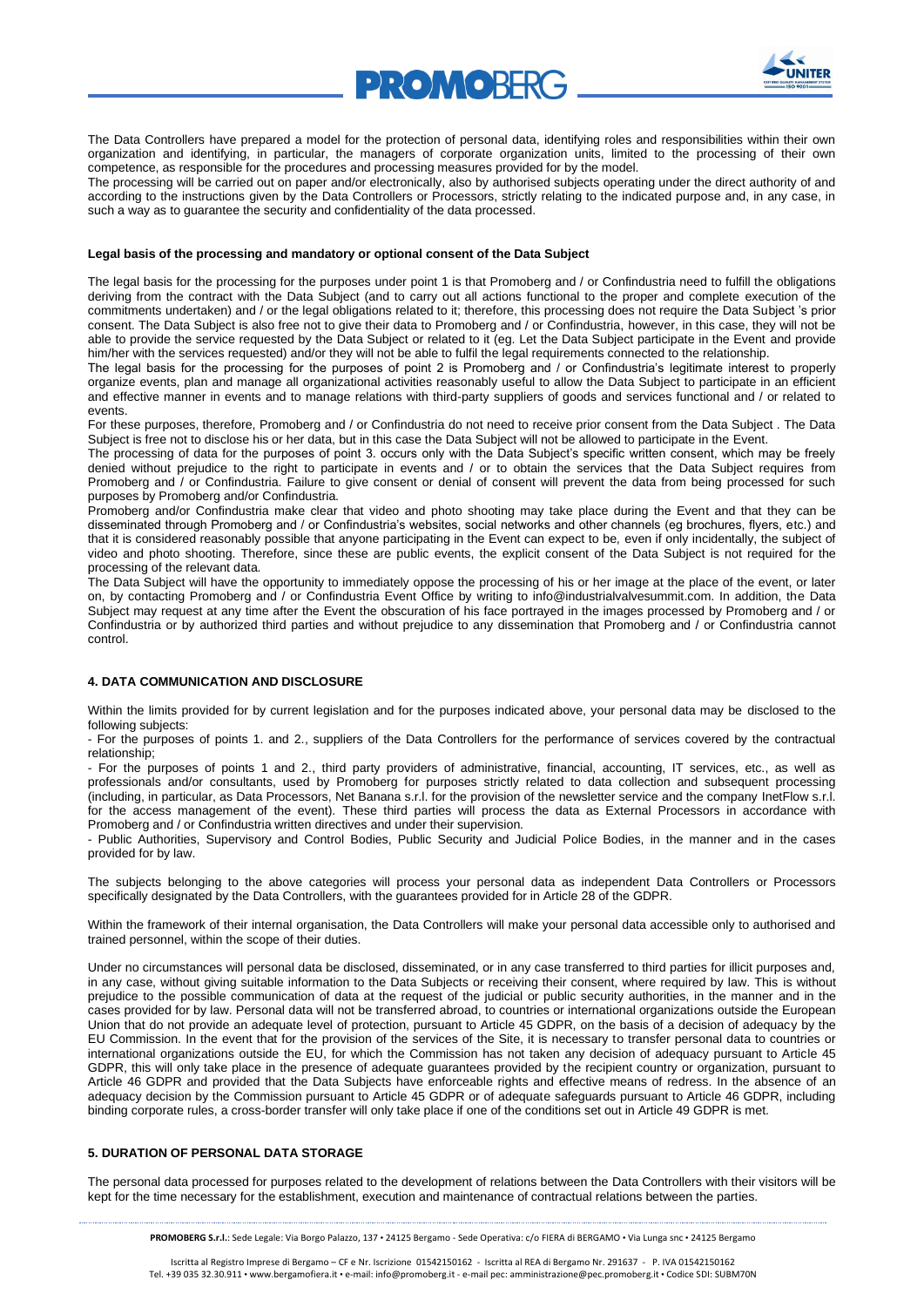The Data Controllers have prepared a model for the protection of personal data, identifying roles and responsibilities within their own organization and identifying, in particular, the managers of corporate organization units, limited to the processing of their own competence, as responsible for the procedures and processing measures provided for by the model.
The processing will be carried out on paper and/or electronically, also by authorised subjects operating under the direct authority of and according to the instructions given by the Data Controllers or Processors, strictly relating to the indicated purpose and, in any case, in such a way as to guarantee the security and confidentiality of the data processed.

**Legal basis of the processing and mandatory or optional consent of the Data Subject**

The legal basis for the processing for the purposes under point 1 is that Promoberg and / or Confindustria need to fulfill the obligations deriving from the contract with the Data Subject (and to carry out all actions functional to the proper and complete execution of the commitments undertaken) and / or the legal obligations related to it; therefore, this processing does not require the Data Subject 's prior consent. The Data Subject is also free not to give their data to Promoberg and / or Confindustria, however, in this case, they will not be able to provide the service requested by the Data Subject or related to it (eg. Let the Data Subject participate in the Event and provide him/her with the services requested) and/or they will not be able to fulfil the legal requirements connected to the relationship.
The legal basis for the processing for the purposes of point 2 is Promoberg and / or Confindustria's legitimate interest to properly organize events, plan and manage all organizational activities reasonably useful to allow the Data Subject to participate in an efficient and effective manner in events and to manage relations with third-party suppliers of goods and services functional and / or related to events.
For these purposes, therefore, Promoberg and / or Confindustria do not need to receive prior consent from the Data Subject . The Data Subject is free not to disclose his or her data, but in this case the Data Subject will not be allowed to participate in the Event.
The processing of data for the purposes of point 3. occurs only with the Data Subject's specific written consent, which may be freely denied without prejudice to the right to participate in events and / or to obtain the services that the Data Subject requires from Promoberg and / or Confindustria. Failure to give consent or denial of consent will prevent the data from being processed for such purposes by Promoberg and/or Confindustria.
Promoberg and/or Confindustria make clear that video and photo shooting may take place during the Event and that they can be disseminated through Promoberg and / or Confindustria's websites, social networks and other channels (eg brochures, flyers, etc.) and that it is considered reasonably possible that anyone participating in the Event can expect to be, even if only incidentally, the subject of video and photo shooting. Therefore, since these are public events, the explicit consent of the Data Subject is not required for the processing of the relevant data.
The Data Subject will have the opportunity to immediately oppose the processing of his or her image at the place of the event, or later on, by contacting Promoberg and / or Confindustria Event Office by writing to info@industrialvalvesummit.com. In addition, the Data Subject may request at any time after the Event the obscuration of his face portrayed in the images processed by Promoberg and / or Confindustria or by authorized third parties and without prejudice to any dissemination that Promoberg and / or Confindustria cannot control.

**4. DATA COMMUNICATION AND DISCLOSURE**

Within the limits provided for by current legislation and for the purposes indicated above, your personal data may be disclosed to the following subjects:
- For the purposes of points 1. and 2., suppliers of the Data Controllers for the performance of services covered by the contractual relationship;
- For the purposes of points 1 and 2., third party providers of administrative, financial, accounting, IT services, etc., as well as professionals and/or consultants, used by Promoberg for purposes strictly related to data collection and subsequent processing (including, in particular, as Data Processors, Net Banana s.r.l. for the provision of the newsletter service and the company InetFlow s.r.l. for the access management of the event). These third parties will process the data as External Processors in accordance with Promoberg and / or Confindustria written directives and under their supervision.
- Public Authorities, Supervisory and Control Bodies, Public Security and Judicial Police Bodies, in the manner and in the cases provided for by law.

The subjects belonging to the above categories will process your personal data as independent Data Controllers or Processors specifically designated by the Data Controllers, with the guarantees provided for in Article 28 of the GDPR.

Within the framework of their internal organisation, the Data Controllers will make your personal data accessible only to authorised and trained personnel, within the scope of their duties.

Under no circumstances will personal data be disclosed, disseminated, or in any case transferred to third parties for illicit purposes and, in any case, without giving suitable information to the Data Subjects or receiving their consent, where required by law. This is without prejudice to the possible communication of data at the request of the judicial or public security authorities, in the manner and in the cases provided for by law. Personal data will not be transferred abroad, to countries or international organizations outside the European Union that do not provide an adequate level of protection, pursuant to Article 45 GDPR, on the basis of a decision of adequacy by the EU Commission. In the event that for the provision of the services of the Site, it is necessary to transfer personal data to countries or international organizations outside the EU, for which the Commission has not taken any decision of adequacy pursuant to Article 45 GDPR, this will only take place in the presence of adequate guarantees provided by the recipient country or organization, pursuant to Article 46 GDPR and provided that the Data Subjects have enforceable rights and effective means of redress. In the absence of an adequacy decision by the Commission pursuant to Article 45 GDPR or of adequate safeguards pursuant to Article 46 GDPR, including binding corporate rules, a cross-border transfer will only take place if one of the conditions set out in Article 49 GDPR is met.

**5. DURATION OF PERSONAL DATA STORAGE**

The personal data processed for purposes related to the development of relations between the Data Controllers with their visitors will be kept for the time necessary for the establishment, execution and maintenance of contractual relations between the parties.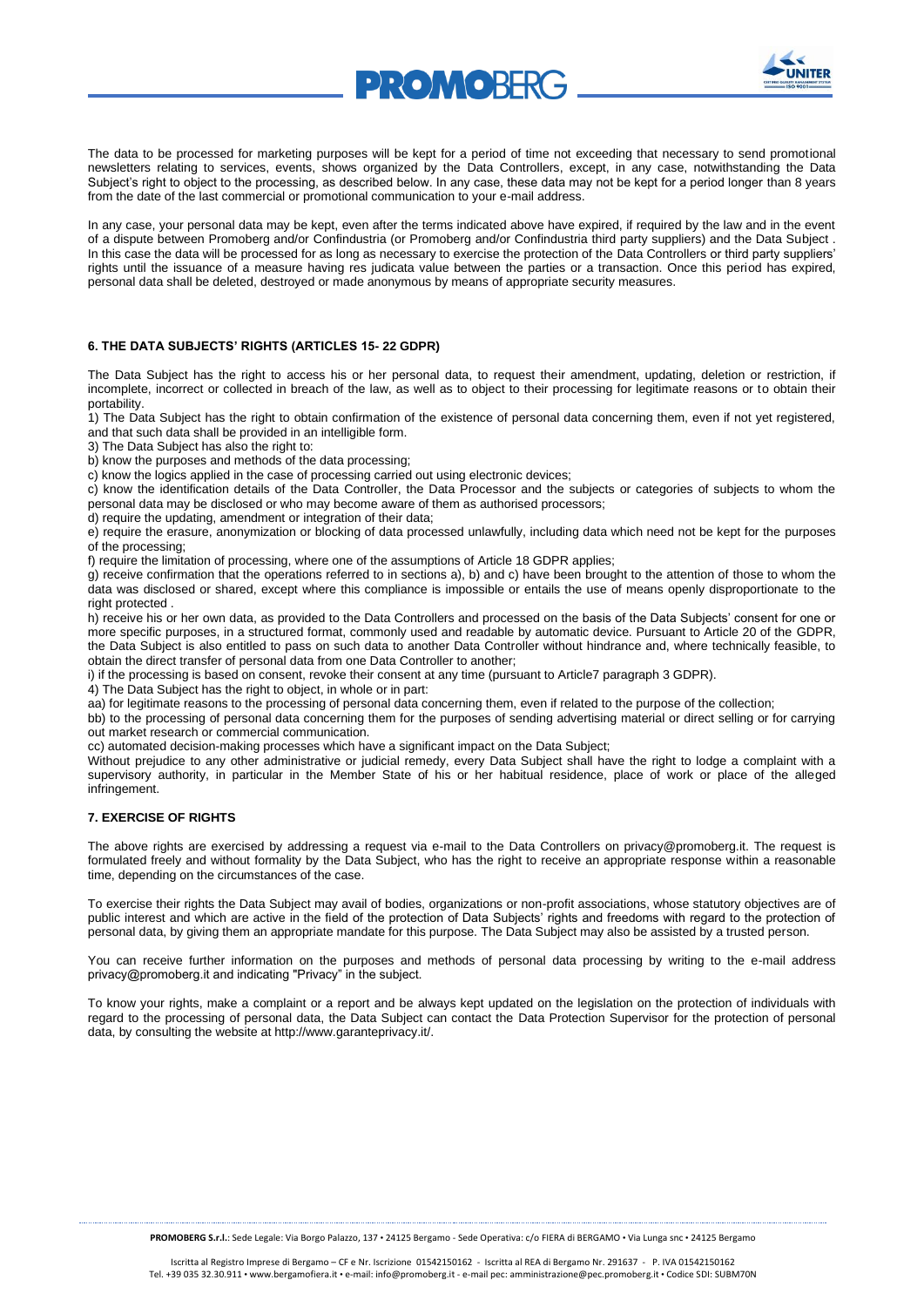The data to be processed for marketing purposes will be kept for a period of time not exceeding that necessary to send promotional newsletters relating to services, events, shows organized by the Data Controllers, except, in any case, notwithstanding the Data Subject's right to object to the processing, as described below. In any case, these data may not be kept for a period longer than 8 years from the date of the last commercial or promotional communication to your e-mail address.

In any case, your personal data may be kept, even after the terms indicated above have expired, if required by the law and in the event of a dispute between Promoberg and/or Confindustria (or Promoberg and/or Confindustria third party suppliers) and the Data Subject . In this case the data will be processed for as long as necessary to exercise the protection of the Data Controllers or third party suppliers' rights until the issuance of a measure having res judicata value between the parties or a transaction. Once this period has expired, personal data shall be deleted, destroyed or made anonymous by means of appropriate security measures.

### 6. THE DATA SUBJECTS' RIGHTS (ARTICLES 15- 22 GDPR)

The Data Subject has the right to access his or her personal data, to request their amendment, updating, deletion or restriction, if incomplete, incorrect or collected in breach of the law, as well as to object to their processing for legitimate reasons or to obtain their portability.

1) The Data Subject has the right to obtain confirmation of the existence of personal data concerning them, even if not yet registered, and that such data shall be provided in an intelligible form.

3) The Data Subject has also the right to:

b) know the purposes and methods of the data processing;

c) know the logics applied in the case of processing carried out using electronic devices;

c) know the identification details of the Data Controller, the Data Processor and the subjects or categories of subjects to whom the personal data may be disclosed or who may become aware of them as authorised processors;

d) require the updating, amendment or integration of their data;

e) require the erasure, anonymization or blocking of data processed unlawfully, including data which need not be kept for the purposes of the processing;

f) require the limitation of processing, where one of the assumptions of Article 18 GDPR applies;

g) receive confirmation that the operations referred to in sections a), b) and c) have been brought to the attention of those to whom the data was disclosed or shared, except where this compliance is impossible or entails the use of means openly disproportionate to the right protected .

h) receive his or her own data, as provided to the Data Controllers and processed on the basis of the Data Subjects' consent for one or more specific purposes, in a structured format, commonly used and readable by automatic device. Pursuant to Article 20 of the GDPR, the Data Subject is also entitled to pass on such data to another Data Controller without hindrance and, where technically feasible, to obtain the direct transfer of personal data from one Data Controller to another;

i) if the processing is based on consent, revoke their consent at any time (pursuant to Article7 paragraph 3 GDPR).

4) The Data Subject has the right to object, in whole or in part:

aa) for legitimate reasons to the processing of personal data concerning them, even if related to the purpose of the collection;

bb) to the processing of personal data concerning them for the purposes of sending advertising material or direct selling or for carrying out market research or commercial communication.

cc) automated decision-making processes which have a significant impact on the Data Subject;

Without prejudice to any other administrative or judicial remedy, every Data Subject shall have the right to lodge a complaint with a supervisory authority, in particular in the Member State of his or her habitual residence, place of work or place of the alleged infringement.

### 7. EXERCISE OF RIGHTS

The above rights are exercised by addressing a request via e-mail to the Data Controllers on privacy@promoberg.it. The request is formulated freely and without formality by the Data Subject, who has the right to receive an appropriate response within a reasonable time, depending on the circumstances of the case.

To exercise their rights the Data Subject may avail of bodies, organizations or non-profit associations, whose statutory objectives are of public interest and which are active in the field of the protection of Data Subjects' rights and freedoms with regard to the protection of personal data, by giving them an appropriate mandate for this purpose. The Data Subject may also be assisted by a trusted person.

You can receive further information on the purposes and methods of personal data processing by writing to the e-mail address privacy@promoberg.it and indicating "Privacy" in the subject.

To know your rights, make a complaint or a report and be always kept updated on the legislation on the protection of individuals with regard to the processing of personal data, the Data Subject can contact the Data Protection Supervisor for the protection of personal data, by consulting the website at http://www.garanteprivacy.it/.